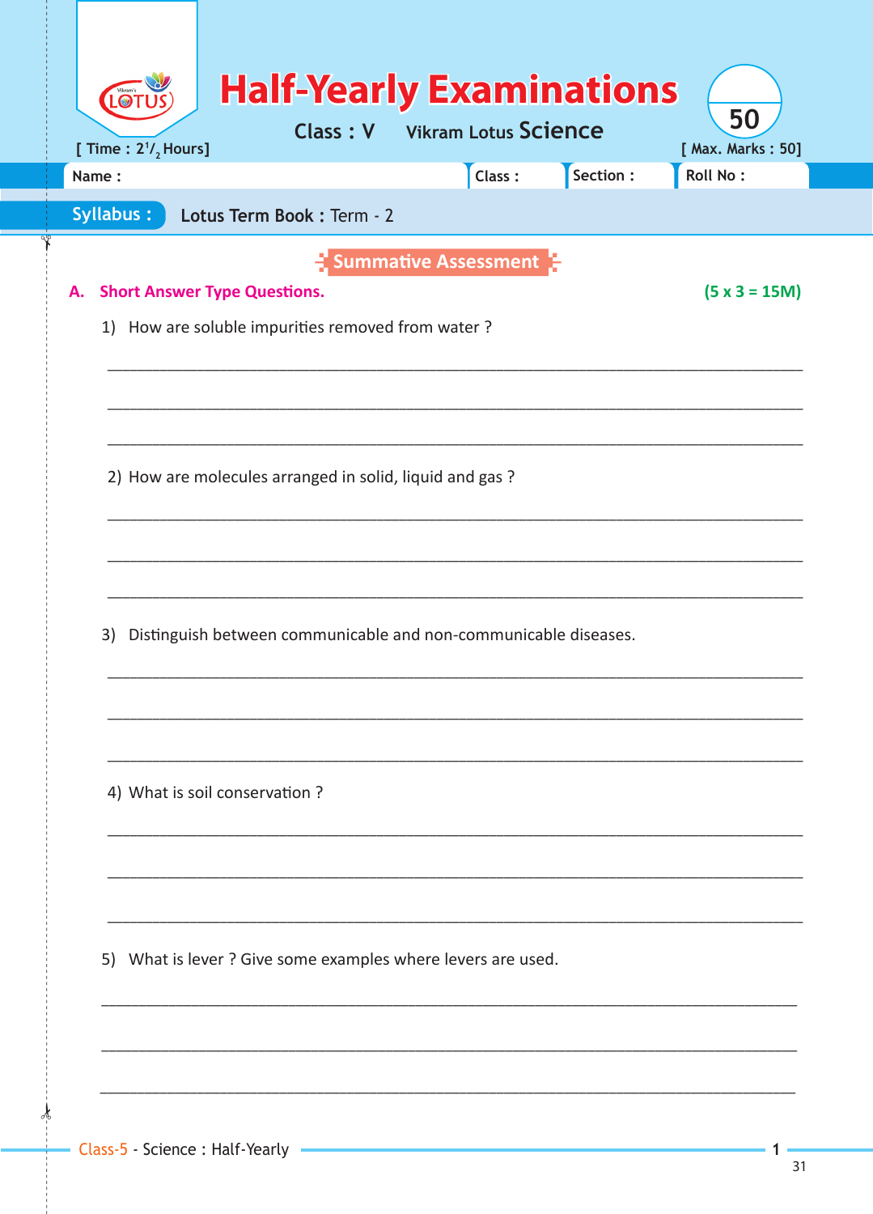# Half-Yearly Examinations

**Class : V** Vikram Lotus **Science**

[ Time : 2$^1/_2$ Hours] [ Max. Marks : 50]

| Name : | Class : | Section : | Roll No : |
|---|---|---|---|

**Syllabus :** Lotus Term Book : Term - 2

## Summative Assessment

### A. Short Answer Type Questions. (5 x 3 = 15M)

1) How are soluble impurities removed from water ?

___________________________________________

___________________________________________

___________________________________________

2) How are molecules arranged in solid, liquid and gas ?

___________________________________________

___________________________________________

___________________________________________

3) Distinguish between communicable and non-communicable diseases.

___________________________________________

___________________________________________

___________________________________________

4) What is soil conservation ?

___________________________________________

___________________________________________

___________________________________________

5) What is lever ? Give some examples where levers are used.

___________________________________________

___________________________________________

___________________________________________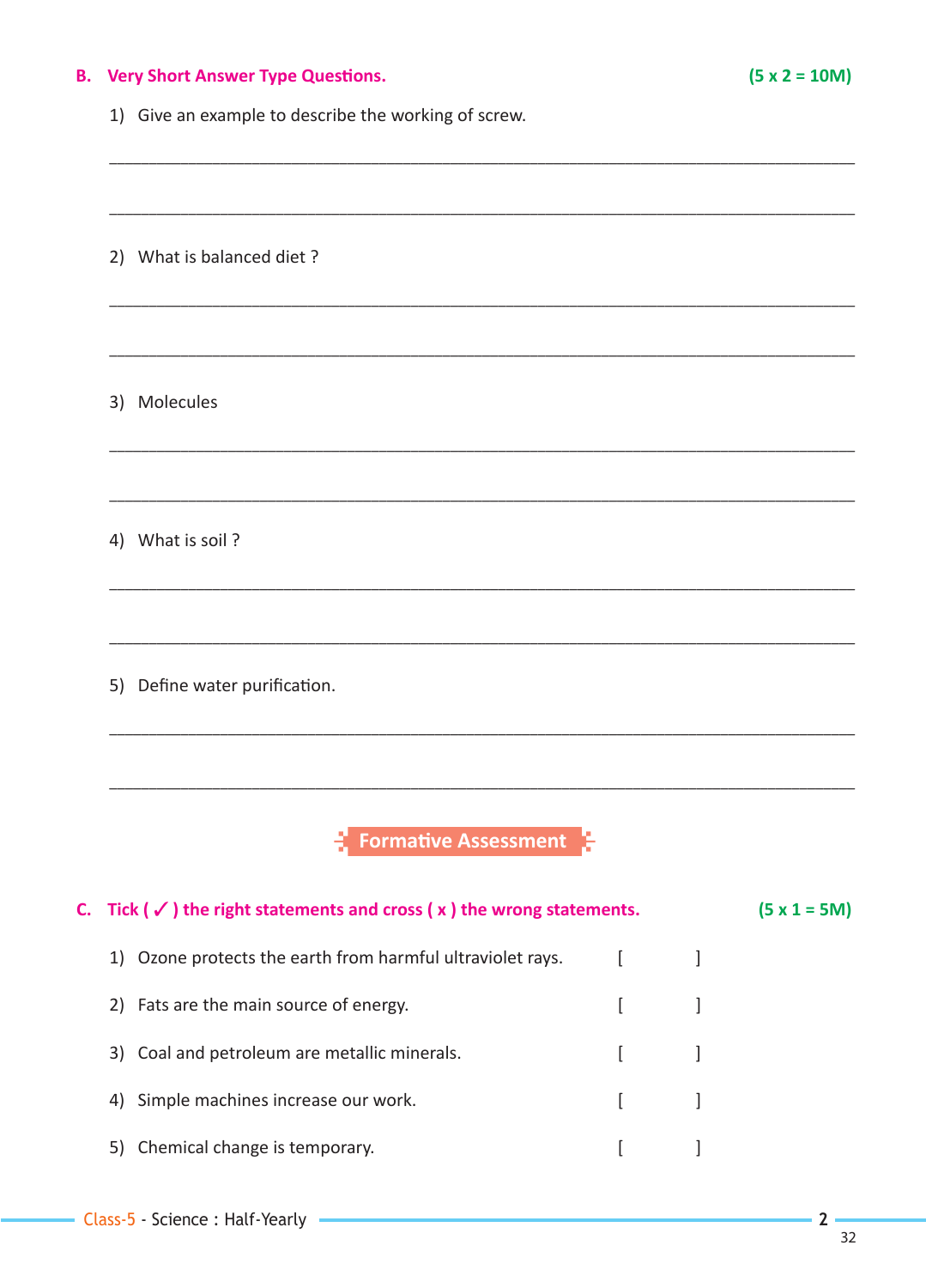**B. Very Short Answer Type Questions.** **(5 x 2 = 10M)**

1) Give an example to describe the working of screw.

_______________________________________________________________________________

_______________________________________________________________________________

2) What is balanced diet ?

_______________________________________________________________________________

_______________________________________________________________________________

3) Molecules

_______________________________________________________________________________

_______________________________________________________________________________

4) What is soil ?

_______________________________________________________________________________

_______________________________________________________________________________

5) Define water purification.

_______________________________________________________________________________

_______________________________________________________________________________

## Formative Assessment

**C. Tick ( ✓ ) the right statements and cross ( x ) the wrong statements.** **(5 x 1 = 5M)**

1) Ozone protects the earth from harmful ultraviolet rays. [ ]

2) Fats are the main source of energy. [ ]

3) Coal and petroleum are metallic minerals. [ ]

4) Simple machines increase our work. [ ]

5) Chemical change is temporary. [ ]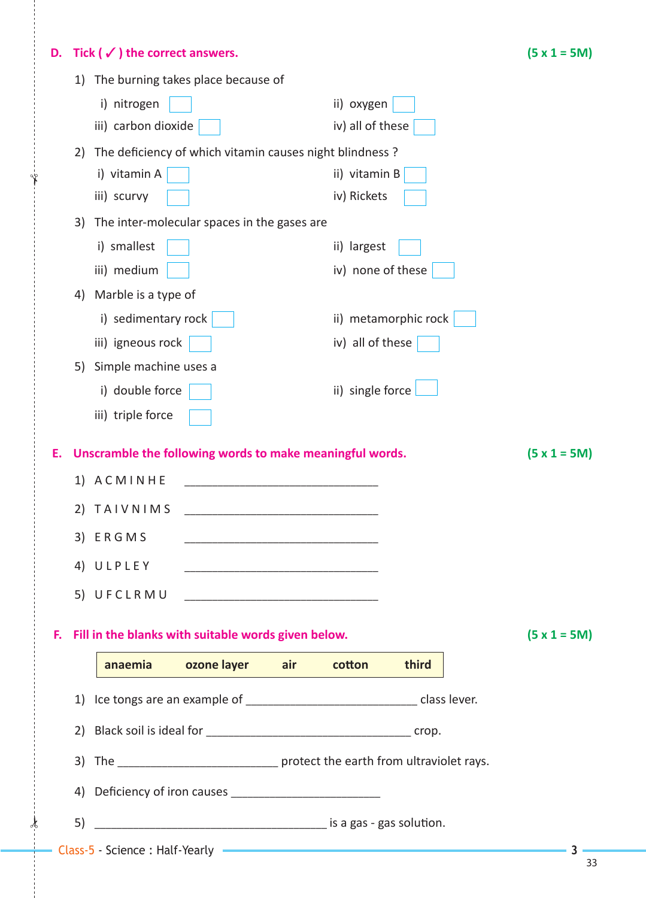**D. Tick ( ✓ ) the correct answers.** **(5 x 1 = 5M)**

1) The burning takes place because of

   i) nitrogen ☐  ii) oxygen ☐

   iii) carbon dioxide ☐  iv) all of these ☐

2) The deficiency of which vitamin causes night blindness ?

   i) vitamin A ☐  ii) vitamin B ☐

   iii) scurvy ☐  iv) Rickets ☐

3) The inter-molecular spaces in the gases are

   i) smallest ☐  ii) largest ☐

   iii) medium ☐  iv) none of these ☐

4) Marble is a type of

   i) sedimentary rock ☐  ii) metamorphic rock ☐

   iii) igneous rock ☐  iv) all of these ☐

5) Simple machine uses a

   i) double force ☐  ii) single force ☐

   iii) triple force ☐

**E. Unscramble the following words to make meaningful words.** **(5 x 1 = 5M)**

1) A C M I N H E ______________________________

2) T A I V N I M S ______________________________

3) E R G M S ______________________________

4) U L P L E Y ______________________________

5) U F C L R M U ______________________________

**F. Fill in the blanks with suitable words given below.** **(5 x 1 = 5M)**

| anaemia | ozone layer | air | cotton | third |
|---|---|---|---|---|

1) Ice tongs are an example of __________________________ class lever.

2) Black soil is ideal for ______________________________ crop.

3) The ________________________ protect the earth from ultraviolet rays.

4) Deficiency of iron causes ______________________

5) ____________________________________ is a gas - gas solution.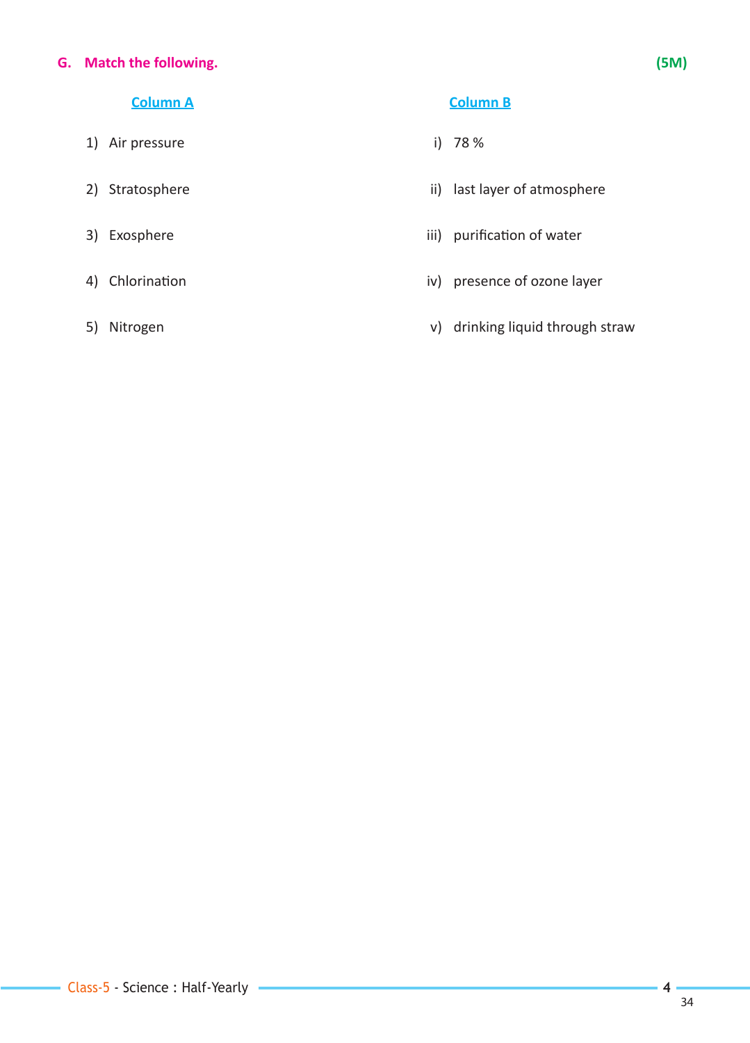## G. Match the following. (5M)

| Column A | Column B |
| --- | --- |
| 1) Air pressure | i) 78 % |
| 2) Stratosphere | ii) last layer of atmosphere |
| 3) Exosphere | iii) purification of water |
| 4) Chlorination | iv) presence of ozone layer |
| 5) Nitrogen | v) drinking liquid through straw |